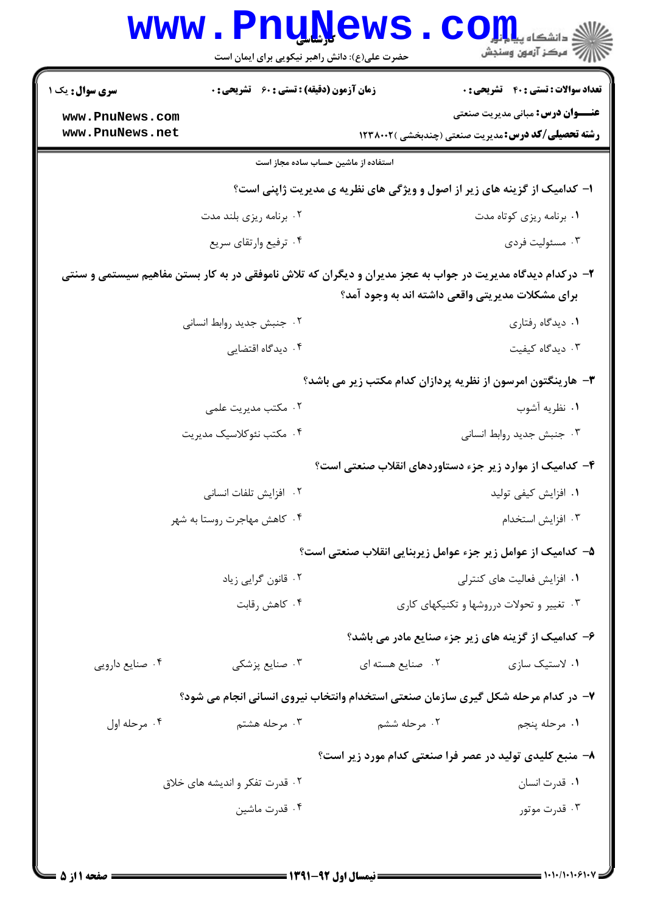حضرت علی(ع): دانش راهبر نیکویی برای ایمان است

**سری سوال:** یک ۱

**زمان آزمون (دقیقه) : تستی : ۶۰ تشریحی : ۰**

**تعداد سوالات : تستی : ۴۰ تشریحی : ۰**

**عنـــوان درس:** مبانی مدیریت صنعتی

**رشته تحصیلی/کد درس:** مدیریت صنعتی (چندبخشی )۱۲۳۸۰۰۲

استفاده از ماشین حساب ساده مجاز است

**۱- کدامیک از گزینه های زیر از اصول و ویژگی های نظریه ی مدیریت ژاپنی است؟**

۱. برنامه ریزی کوتاه مدت

۲. برنامه ریزی بلند مدت

۳. مسئولیت فردی

۴. ترفیع وارتقای سریع

**۲- درکدام دیدگاه مدیریت در جواب به عجز مدیران و دیگران که تلاش ناموفقی در به کار بستن مفاهیم سیستمی و سنتی برای مشکلات مدیریتی واقعی داشته اند به وجود آمد؟**

۱. دیدگاه رفتاری

۲. جنبش جدید روابط انسانی

۳. دیدگاه کیفیت

۴. دیدگاه اقتضایی

**۳- هارینگتون امرسون از نظریه پردازان کدام مکتب زیر می باشد؟**

۱. نظریه آشوب

۲. مکتب مدیریت علمی

۳. جنبش جدید روابط انسانی

۴. مکتب نئوکلاسیک مدیریت

**۴- کدامیک از موارد زیر جزء دستاوردهای انقلاب صنعتی است؟**

۱. افزایش کیفی تولید

۲. افزایش تلفات انسانی

۳. افزایش استخدام

۴. کاهش مهاجرت روستا به شهر

**۵- کدامیک از عوامل زیر جزء عوامل زیربنایی انقلاب صنعتی است؟**

۱. افزایش فعالیت های کنترلی

۲. قانون گرایی زیاد

۳. تغییر و تحولات درروشها و تکنیکهای کاری

۴. کاهش رقابت

**۶- کدامیک از گزینه های زیر جزء صنایع مادر می باشد؟**

۱. لاستیک سازی

۲. صنایع هسته ای

۳. صنایع پزشکی

۴. صنایع دارویی

**۷- در کدام مرحله شکل گیری سازمان صنعتی استخدام وانتخاب نیروی انسانی انجام می شود؟**

۱. مرحله پنجم

۲. مرحله ششم

۳. مرحله هشتم

۴. مرحله اول

**۸- منبع کلیدی تولید در عصر فرا صنعتی کدام مورد زیر است؟**

۱. قدرت انسان

۲. قدرت تفکر و اندیشه های خلاق

۳. قدرت موتور

۴. قدرت ماشین

نیمسال اول ۹۲-۱۳۹۱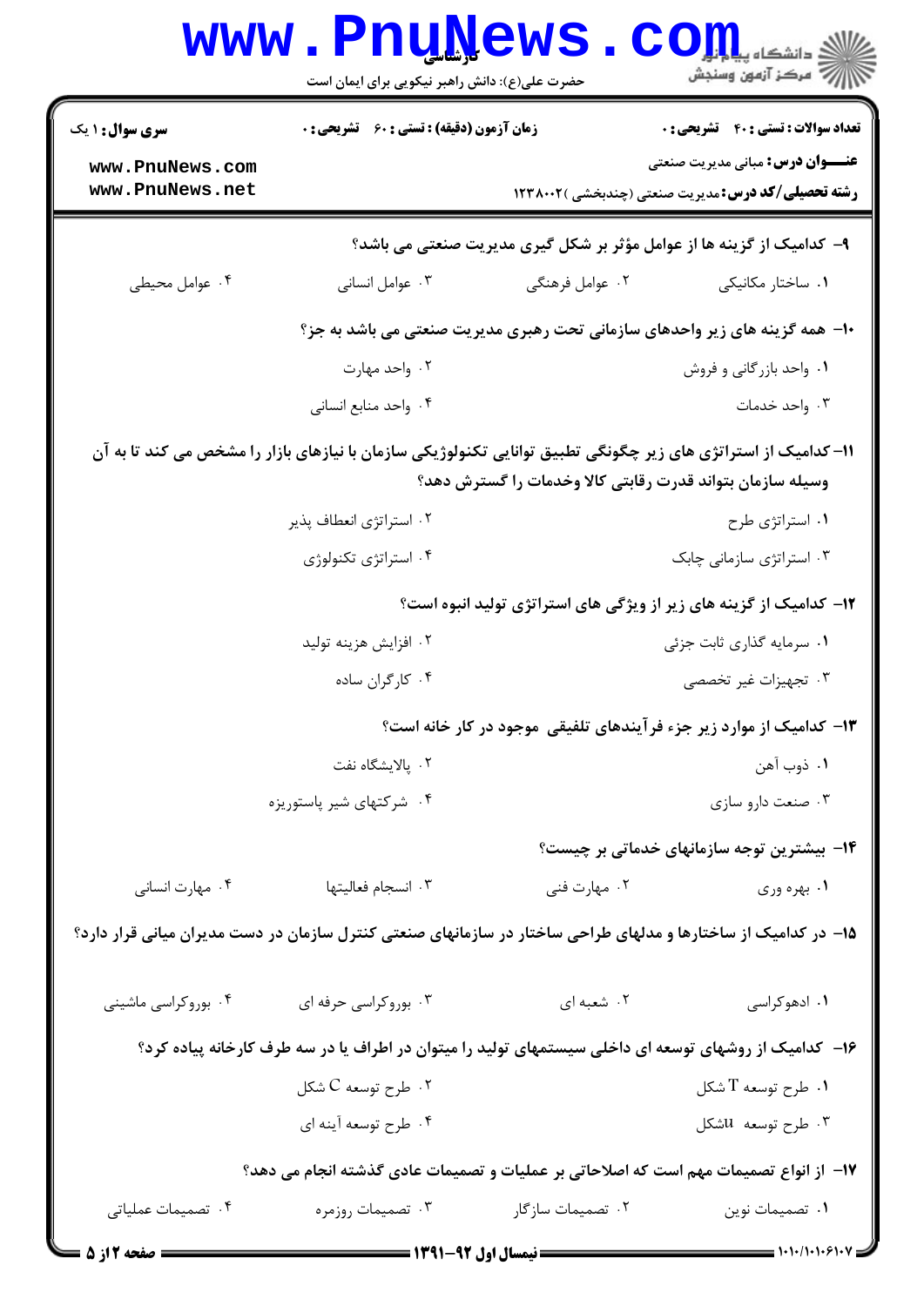۹- کدامیک از گزینه ها از عوامل مؤثر بر شکل گیری مدیریت صنعتی می باشد؟

۱. ساختار مکانیکی
۲. عوامل فرهنگی
۳. عوامل انسانی
۴. عوامل محیطی

۱۰- همه گزینه های زیر واحدهای سازمانی تحت رهبری مدیریت صنعتی می باشد به جز؟

۱. واحد بازرگانی و فروش
۲. واحد مهارت
۳. واحد خدمات
۴. واحد منابع انسانی

۱۱- کدامیک از استراتژی های زیر چگونگی تطبیق توانایی تکنولوژیکی سازمان با نیازهای بازار را مشخص می کند تا به آن وسیله سازمان بتواند قدرت رقابتی کالا وخدمات را گسترش دهد؟

۱. استراتژی طرح
۲. استراتژی انعطاف پذیر
۳. استراتژی سازمانی چابک
۴. استراتژی تکنولوژی

۱۲- کدامیک از گزینه های زیر از ویژگی های استراتژی تولید انبوه است؟

۱. سرمایه گذاری ثابت جزئی
۲. افزایش هزینه تولید
۳. تجهیزات غیر تخصصی
۴. کارگران ساده

۱۳- کدامیک از موارد زیر جزء فرآیندهای تلفیقی موجود در کار خانه است؟

۱. ذوب آهن
۲. پالایشگاه نفت
۳. صنعت دارو سازی
۴. شرکتهای شیر پاستوریزه

۱۴- بیشترین توجه سازمانهای خدماتی بر چیست؟

۱. بهره وری
۲. مهارت فنی
۳. انسجام فعالیتها
۴. مهارت انسانی

۱۵- در کدامیک از ساختارها و مدلهای طراحی ساختار در سازمانهای صنعتی کنترل سازمان در دست مدیران میانی قرار دارد؟

۱. ادهوکراسی
۲. شعبه ای
۳. بوروکراسی حرفه ای
۴. بوروکراسی ماشینی

۱۶- کدامیک از روشهای توسعه ای داخلی سیستمهای تولید را میتوان در اطراف یا در سه طرف کارخانه پیاده کرد؟

۱. طرح توسعه T شکل
۲. طرح توسعه C شکل
۳. طرح توسعه uشکل
۴. طرح توسعه آینه ای

۱۷- از انواع تصمیمات مهم است که اصلاحاتی بر عملیات و تصمیمات عادی گذشته انجام می دهد؟

۱. تصمیمات نوین
۲. تصمیمات سازگار
۳. تصمیمات روزمره
۴. تصمیمات عملیاتی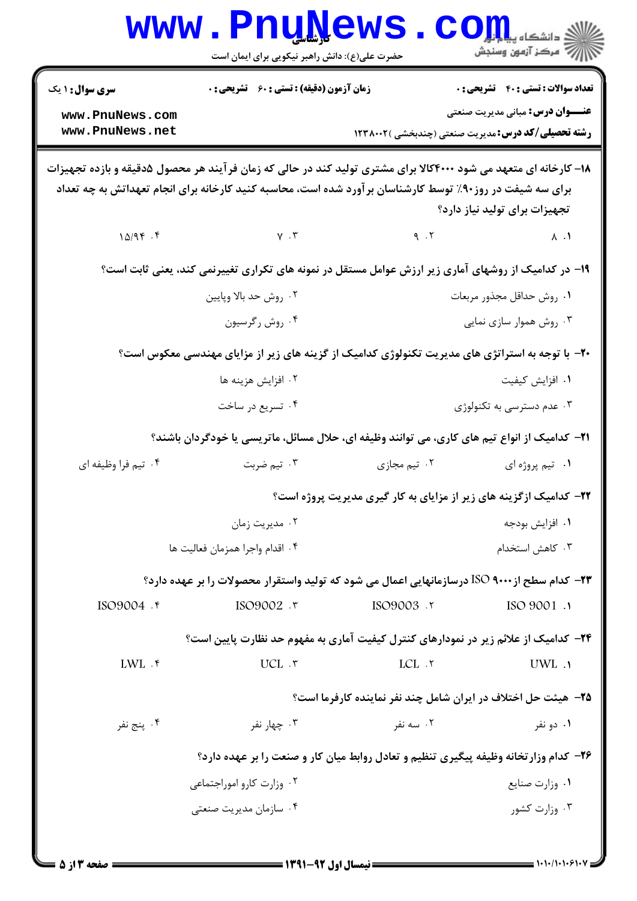**سری سوال:** ۱ یک | **زمان آزمون (دقیقه) : تستی :** ۶۰ **تشریحی :** ۰ | **تعداد سوالات : تستی :** ۴۰ **تشریحی :** ۰

**عنـــوان درس:** مبانی مدیریت صنعتی

**رشته تحصیلی/کد درس:** مدیریت صنعتی (چندبخشی )۱۲۳۸۰۰۲

۱۸– کارخانه ای متعهد می شود ۴۰۰۰کالا برای مشتری تولید کند در حالی که زمان فرآیند هر محصول ۵دقیقه و بازده تجهیزات برای سه شیفت در روز۹۰٪ توسط کارشناسان برآورد شده است، محاسبه کنید کارخانه برای انجام تعهداتش به چه تعداد تجهیزات برای تولید نیاز دارد؟

۱. ۸ &nbsp;&nbsp; ۲. ۹ &nbsp;&nbsp; ۳. ۷ &nbsp;&nbsp; ۴. ۱۵/۹۴

۱۹– در کدامیک از روشهای آماری زیر ارزش عوامل مستقل در نمونه های تکراری تغییرنمی کند، یعنی ثابت است؟

۱. روش حداقل مجذور مربعات
۲. روش حد بالا وپایین
۳. روش هموار سازی نمایی
۴. روش رگرسیون

۲۰– با توجه به استراتژی های مدیریت تکنولوژی کدامیک از گزینه های زیر از مزایای مهندسی معکوس است؟

۱. افزایش کیفیت
۲. افزایش هزینه ها
۳. عدم دسترسی به تکنولوژی
۴. تسریع در ساخت

۲۱– کدامیک از انواع تیم های کاری، می توانند وظیفه ای، حلال مسائل، ماتریسی یا خودگردان باشند؟

۱. تیم پروژه ای &nbsp;&nbsp; ۲. تیم مجازی &nbsp;&nbsp; ۳. تیم ضربت &nbsp;&nbsp; ۴. تیم فرا وظیفه ای

۲۲– کدامیک ازگزینه های زیر از مزایای به کار گیری مدیریت پروژه است؟

۱. افزایش بودجه
۲. مدیریت زمان
۳. کاهش استخدام
۴. اقدام واجرا همزمان فعالیت ها

۲۳– کدام سطح از ISO ۹۰۰۰ درسازمانهایی اعمال می شود که تولید واستقرار محصولات را بر عهده دارد؟

۱. ISO 9001 &nbsp;&nbsp; ۲. ISO9003 &nbsp;&nbsp; ۳. ISO9002 &nbsp;&nbsp; ۴. ISO9004

۲۴– کدامیک از علائم زیر در نمودارهای کنترل کیفیت آماری به مفهوم حد نظارت پایین است؟

۱. UWL &nbsp;&nbsp; ۲. LCL &nbsp;&nbsp; ۳. UCL &nbsp;&nbsp; ۴. LWL

۲۵– هیئت حل اختلاف در ایران شامل چند نفر نماینده کارفرما است؟

۱. دو نفر &nbsp;&nbsp; ۲. سه نفر &nbsp;&nbsp; ۳. چهار نفر &nbsp;&nbsp; ۴. پنج نفر

۲۶– کدام وزارتخانه وظیفه پیگیری تنظیم و تعادل روابط میان کار و صنعت را بر عهده دارد؟

۱. وزارت صنایع
۲. وزارت کارو اموراجتماعی
۳. وزارت کشور
۴. سازمان مدیریت صنعتی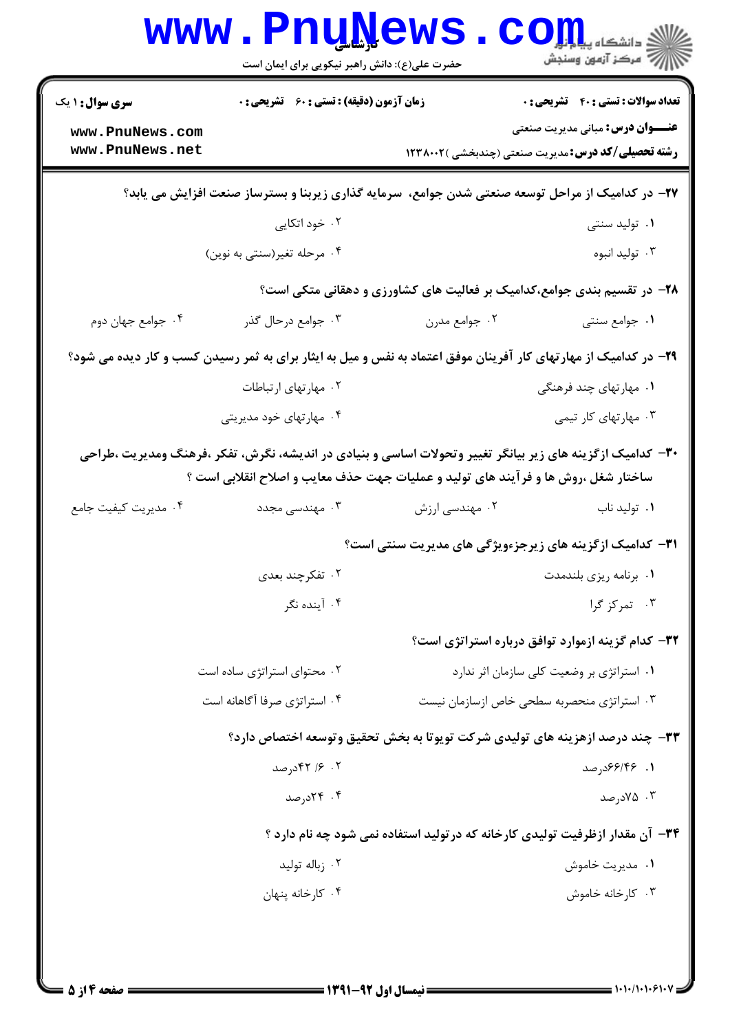**سری سوال:** ۱ یک | **زمان آزمون (دقیقه) : تستی :** ۶۰ **تشریحی :** ۰ | **تعداد سوالات : تستی :** ۴۰ **تشریحی :** ۰

**عنـــوان درس:** مبانی مدیریت صنعتی

**رشته تحصیلی/کد درس:** مدیریت صنعتی (چندبخشی )۱۲۳۸۰۰۲

۲۷- در کدامیک از مراحل توسعه صنعتی شدن جوامع، سرمایه گذاری زیربنا و بسترساز صنعت افزایش می یابد؟

۱. تولید سنتی
۲. خود اتکایی
۳. تولید انبوه
۴. مرحله تغیر(سنتی به نوین)

۲۸- در تقسیم بندی جوامع،کدامیک بر فعالیت های کشاورزی و دهقانی متکی است؟

۱. جوامع سنتی
۲. جوامع مدرن
۳. جوامع درحال گذر
۴. جوامع جهان دوم

۲۹- در کدامیک از مهارتهای کار آفرینان موفق اعتماد به نفس و میل به ایثار برای به ثمر رسیدن کسب و کار دیده می شود؟

۱. مهارتهای چند فرهنگی
۲. مهارتهای ارتباطات
۳. مهارتهای کار تیمی
۴. مهارتهای خود مدیریتی

۳۰- کدامیک ازگزینه های زیر بیانگر تغییر وتحولات اساسی و بنیادی در اندیشه، نگرش، تفکر ،فرهنگ ومدیریت ،طراحی ساختار شغل ،روش ها و فرآیند های تولید و عملیات جهت حذف معایب و اصلاح انقلابی است ؟

۱. تولید ناب
۲. مهندسی ارزش
۳. مهندسی مجدد
۴. مدیریت کیفیت جامع

۳۱- کدامیک ازگزینه های زیرجزءویژگی های مدیریت سنتی است؟

۱. برنامه ریزی بلندمدت
۲. تفکرچند بعدی
۳. تمرکز گرا
۴. آینده نگر

۳۲- کدام گزینه ازموارد توافق درباره استراتژی است؟

۱. استراتژی بر وضعیت کلی سازمان اثر ندارد
۲. محتوای استراتژی ساده است
۳. استراتژی منحصربه سطحی خاص ازسازمان نیست
۴. استراتژی صرفا آگاهانه است

۳۳- چند درصد ازهزینه های تولیدی شرکت تویوتا به بخش تحقیق وتوسعه اختصاص دارد؟

۱. ۶۶/۴۶درصد
۲. ۴۲/۶درصد
۳. ۷۵درصد
۴. ۲۴درصد

۳۴- آن مقدار ازظرفیت تولیدی کارخانه که درتولید استفاده نمی شود چه نام دارد ؟

۱. مدیریت خاموش
۲. زباله تولید
۳. کارخانه خاموش
۴. کارخانه پنهان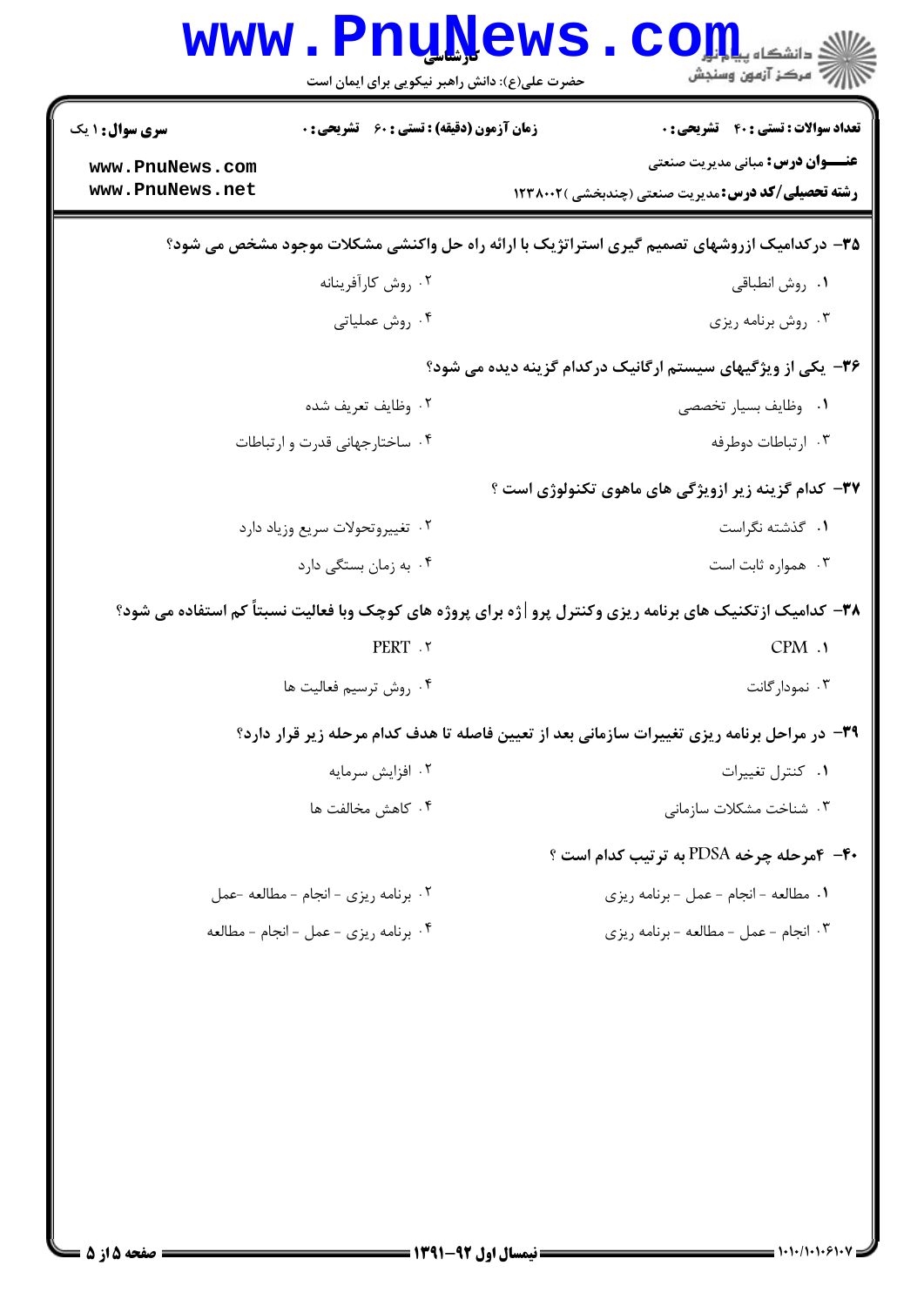**۳۵- درکدامیک ازروشهای تصمیم گیری استراتژیک با ارائه راه حل واکنشی مشکلات موجود مشخص می شود؟**

۱. روش انطباقی

۲. روش کارآفرینانه

۳. روش برنامه ریزی

۴. روش عملیاتی

**۳۶- یکی از ویژگیهای سیستم ارگانیک درکدام گزینه دیده می شود؟**

۱. وظایف بسیار تخصصی

۲. وظایف تعریف شده

۳. ارتباطات دوطرفه

۴. ساختارجهانی قدرت و ارتباطات

**۳۷- کدام گزینه زیر ازویژگی های ماهوی تکنولوژی است ؟**

۱. گذشته نگراست

۲. تغییروتحولات سریع وزیاد دارد

۳. همواره ثابت است

۴. به زمان بستگی دارد

**۳۸- کدامیک ازتکنیک های برنامه ریزی وکنترل پروژه برای پروژه های کوچک وبا فعالیت نسبتاً کم استفاده می شود؟**

۱. CPM

۲. PERT

۳. نمودارگانت

۴. روش ترسیم فعالیت ها

**۳۹- در مراحل برنامه ریزی تغییرات سازمانی بعد از تعیین فاصله تا هدف کدام مرحله زیر قرار دارد؟**

۱. کنترل تغییرات

۲. افزایش سرمایه

۳. شناخت مشکلات سازمانی

۴. کاهش مخالفت ها

**۴۰- ۴مرحله چرخه PDSA به ترتیب کدام است ؟**

۱. مطالعه - انجام - عمل - برنامه ریزی

۲. برنامه ریزی - انجام - مطالعه -عمل

۳. انجام - عمل - مطالعه - برنامه ریزی

۴. برنامه ریزی - عمل - انجام - مطالعه